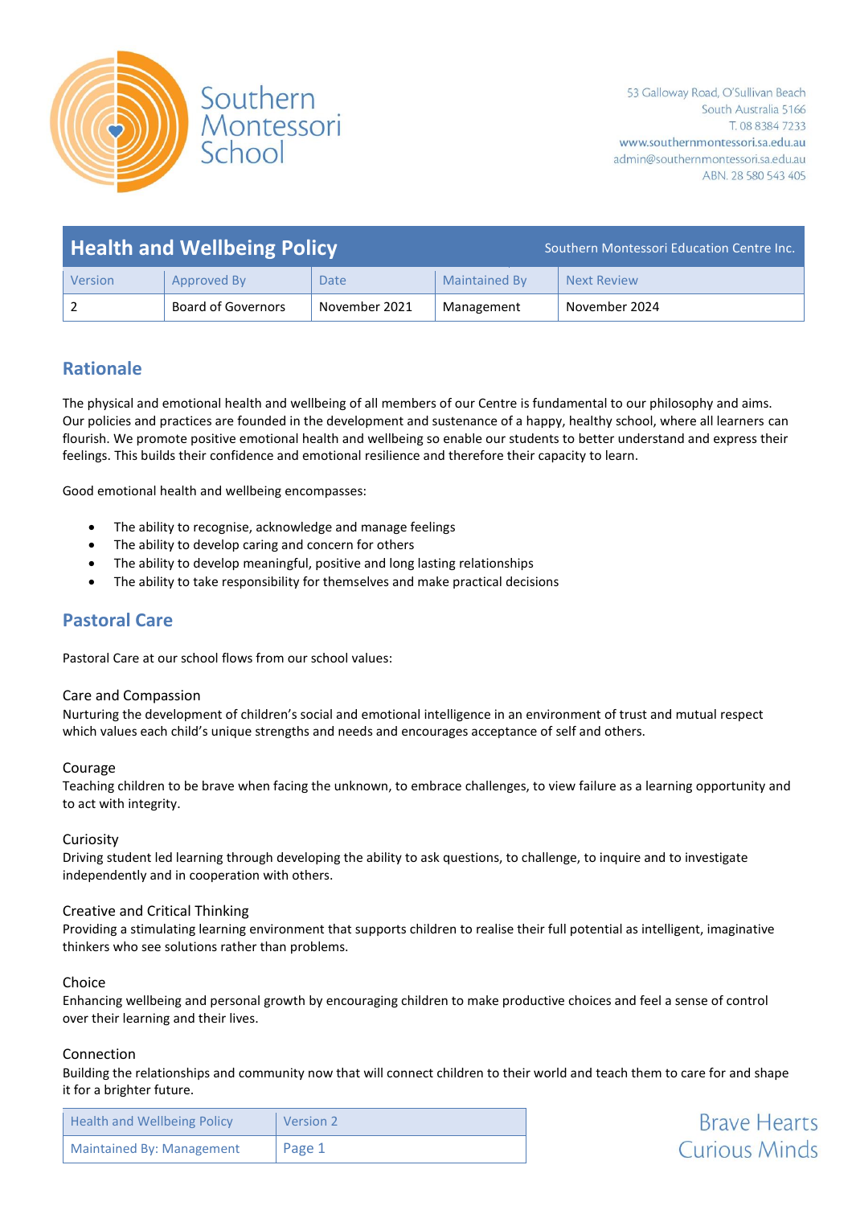Southern Montessori School

53 Galloway Road, O'Sullivan Beach
South Australia 5166
T. 08 8384 7233
www.southernmontessori.sa.edu.au
admin@southernmontessori.sa.edu.au
ABN. 28 580 543 405

# Health and Wellbeing Policy

Southern Montessori Education Centre Inc.

| Version | Approved By | Date | Maintained By | Next Review |
|---|---|---|---|---|
| 2 | Board of Governors | November 2021 | Management | November 2024 |

## Rationale

The physical and emotional health and wellbeing of all members of our Centre is fundamental to our philosophy and aims. Our policies and practices are founded in the development and sustenance of a happy, healthy school, where all learners can flourish. We promote positive emotional health and wellbeing so enable our students to better understand and express their feelings. This builds their confidence and emotional resilience and therefore their capacity to learn.

Good emotional health and wellbeing encompasses:

- The ability to recognise, acknowledge and manage feelings
- The ability to develop caring and concern for others
- The ability to develop meaningful, positive and long lasting relationships
- The ability to take responsibility for themselves and make practical decisions

## Pastoral Care

Pastoral Care at our school flows from our school values:

### Care and Compassion

Nurturing the development of children's social and emotional intelligence in an environment of trust and mutual respect which values each child's unique strengths and needs and encourages acceptance of self and others.

### Courage

Teaching children to be brave when facing the unknown, to embrace challenges, to view failure as a learning opportunity and to act with integrity.

### Curiosity

Driving student led learning through developing the ability to ask questions, to challenge, to inquire and to investigate independently and in cooperation with others.

### Creative and Critical Thinking

Providing a stimulating learning environment that supports children to realise their full potential as intelligent, imaginative thinkers who see solutions rather than problems.

### Choice

Enhancing wellbeing and personal growth by encouraging children to make productive choices and feel a sense of control over their learning and their lives.

### Connection

Building the relationships and community now that will connect children to their world and teach them to care for and shape it for a brighter future.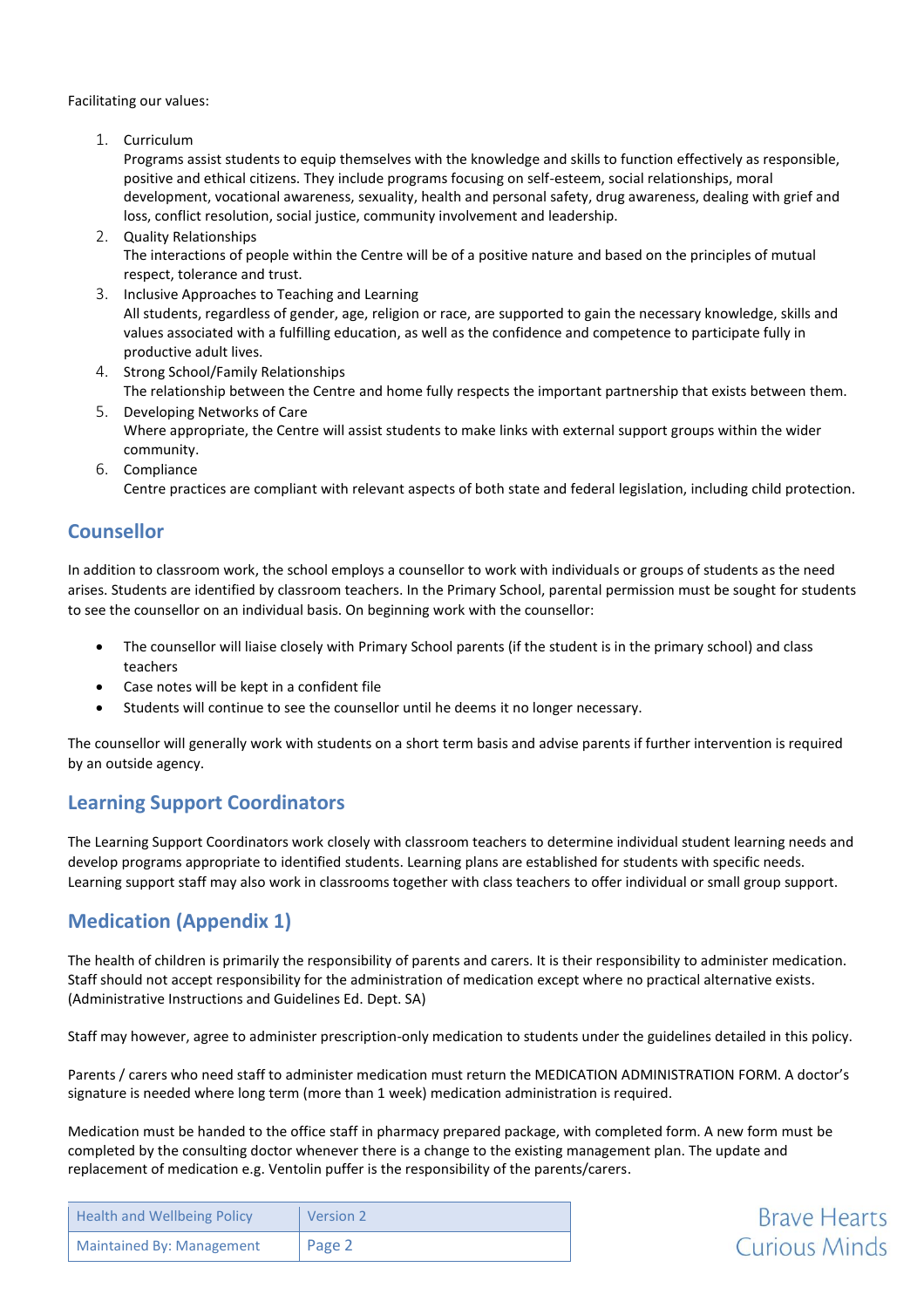Facilitating our values:

1. Curriculum
   Programs assist students to equip themselves with the knowledge and skills to function effectively as responsible, positive and ethical citizens. They include programs focusing on self-esteem, social relationships, moral development, vocational awareness, sexuality, health and personal safety, drug awareness, dealing with grief and loss, conflict resolution, social justice, community involvement and leadership.
2. Quality Relationships
   The interactions of people within the Centre will be of a positive nature and based on the principles of mutual respect, tolerance and trust.
3. Inclusive Approaches to Teaching and Learning
   All students, regardless of gender, age, religion or race, are supported to gain the necessary knowledge, skills and values associated with a fulfilling education, as well as the confidence and competence to participate fully in productive adult lives.
4. Strong School/Family Relationships
   The relationship between the Centre and home fully respects the important partnership that exists between them.
5. Developing Networks of Care
   Where appropriate, the Centre will assist students to make links with external support groups within the wider community.
6. Compliance
   Centre practices are compliant with relevant aspects of both state and federal legislation, including child protection.

## Counsellor

In addition to classroom work, the school employs a counsellor to work with individuals or groups of students as the need arises. Students are identified by classroom teachers. In the Primary School, parental permission must be sought for students to see the counsellor on an individual basis. On beginning work with the counsellor:

- The counsellor will liaise closely with Primary School parents (if the student is in the primary school) and class teachers
- Case notes will be kept in a confident file
- Students will continue to see the counsellor until he deems it no longer necessary.

The counsellor will generally work with students on a short term basis and advise parents if further intervention is required by an outside agency.

## Learning Support Coordinators

The Learning Support Coordinators work closely with classroom teachers to determine individual student learning needs and develop programs appropriate to identified students. Learning plans are established for students with specific needs. Learning support staff may also work in classrooms together with class teachers to offer individual or small group support.

## Medication (Appendix 1)

The health of children is primarily the responsibility of parents and carers. It is their responsibility to administer medication. Staff should not accept responsibility for the administration of medication except where no practical alternative exists. (Administrative Instructions and Guidelines Ed. Dept. SA)

Staff may however, agree to administer prescription-only medication to students under the guidelines detailed in this policy.

Parents / carers who need staff to administer medication must return the MEDICATION ADMINISTRATION FORM. A doctor's signature is needed where long term (more than 1 week) medication administration is required.

Medication must be handed to the office staff in pharmacy prepared package, with completed form. A new form must be completed by the consulting doctor whenever there is a change to the existing management plan. The update and replacement of medication e.g. Ventolin puffer is the responsibility of the parents/carers.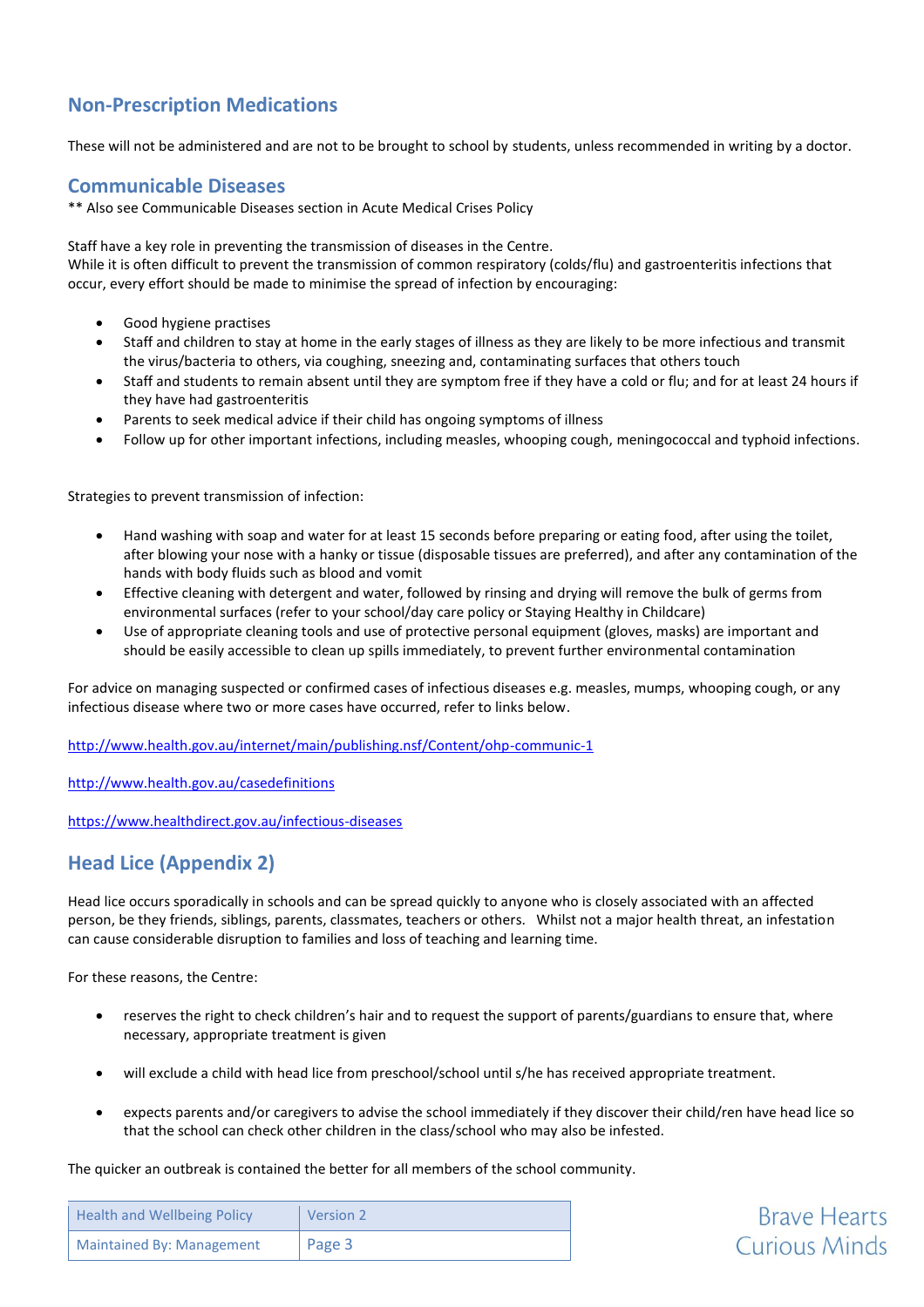## Non-Prescription Medications

These will not be administered and are not to be brought to school by students, unless recommended in writing by a doctor.

## Communicable Diseases

** Also see Communicable Diseases section in Acute Medical Crises Policy

Staff have a key role in preventing the transmission of diseases in the Centre.
While it is often difficult to prevent the transmission of common respiratory (colds/flu) and gastroenteritis infections that occur, every effort should be made to minimise the spread of infection by encouraging:

- Good hygiene practises
- Staff and children to stay at home in the early stages of illness as they are likely to be more infectious and transmit the virus/bacteria to others, via coughing, sneezing and, contaminating surfaces that others touch
- Staff and students to remain absent until they are symptom free if they have a cold or flu; and for at least 24 hours if they have had gastroenteritis
- Parents to seek medical advice if their child has ongoing symptoms of illness
- Follow up for other important infections, including measles, whooping cough, meningococcal and typhoid infections.

Strategies to prevent transmission of infection:

- Hand washing with soap and water for at least 15 seconds before preparing or eating food, after using the toilet, after blowing your nose with a hanky or tissue (disposable tissues are preferred), and after any contamination of the hands with body fluids such as blood and vomit
- Effective cleaning with detergent and water, followed by rinsing and drying will remove the bulk of germs from environmental surfaces (refer to your school/day care policy or Staying Healthy in Childcare)
- Use of appropriate cleaning tools and use of protective personal equipment (gloves, masks) are important and should be easily accessible to clean up spills immediately, to prevent further environmental contamination

For advice on managing suspected or confirmed cases of infectious diseases e.g. measles, mumps, whooping cough, or any infectious disease where two or more cases have occurred, refer to links below.

http://www.health.gov.au/internet/main/publishing.nsf/Content/ohp-communic-1

http://www.health.gov.au/casedefinitions

https://www.healthdirect.gov.au/infectious-diseases

## Head Lice (Appendix 2)

Head lice occurs sporadically in schools and can be spread quickly to anyone who is closely associated with an affected person, be they friends, siblings, parents, classmates, teachers or others. Whilst not a major health threat, an infestation can cause considerable disruption to families and loss of teaching and learning time.

For these reasons, the Centre:

- reserves the right to check children's hair and to request the support of parents/guardians to ensure that, where necessary, appropriate treatment is given
- will exclude a child with head lice from preschool/school until s/he has received appropriate treatment.
- expects parents and/or caregivers to advise the school immediately if they discover their child/ren have head lice so that the school can check other children in the class/school who may also be infested.

The quicker an outbreak is contained the better for all members of the school community.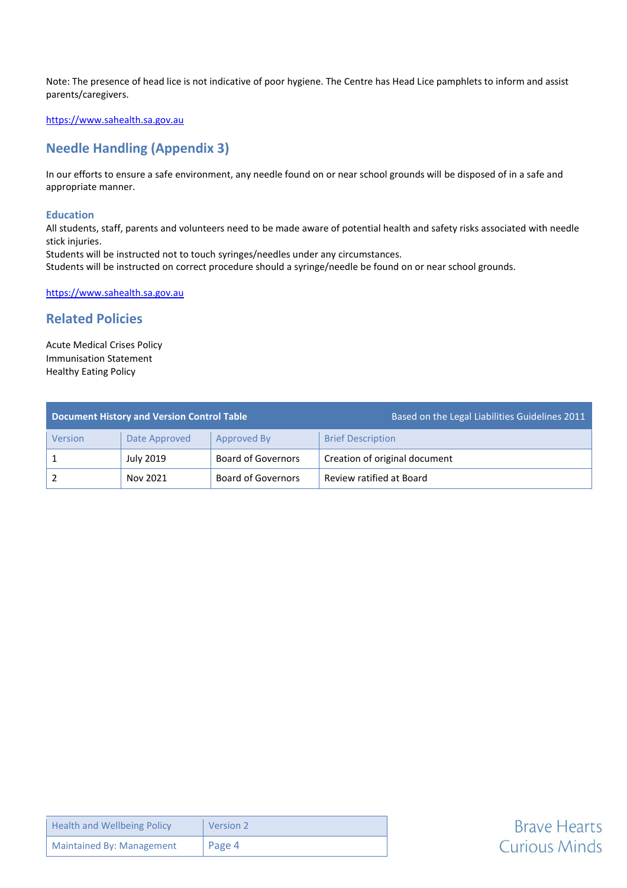Note: The presence of head lice is not indicative of poor hygiene. The Centre has Head Lice pamphlets to inform and assist parents/caregivers.

https://www.sahealth.sa.gov.au

## Needle Handling (Appendix 3)

In our efforts to ensure a safe environment, any needle found on or near school grounds will be disposed of in a safe and appropriate manner.

### Education

All students, staff, parents and volunteers need to be made aware of potential health and safety risks associated with needle stick injuries.
Students will be instructed not to touch syringes/needles under any circumstances.
Students will be instructed on correct procedure should a syringe/needle be found on or near school grounds.

https://www.sahealth.sa.gov.au

## Related Policies

Acute Medical Crises Policy
Immunisation Statement
Healthy Eating Policy

| **Document History and Version Control Table** | | | Based on the Legal Liabilities Guidelines 2011 |
|---|---|---|---|
| Version | Date Approved | Approved By | Brief Description |
| 1 | July 2019 | Board of Governors | Creation of original document |
| 2 | Nov 2021 | Board of Governors | Review ratified at Board |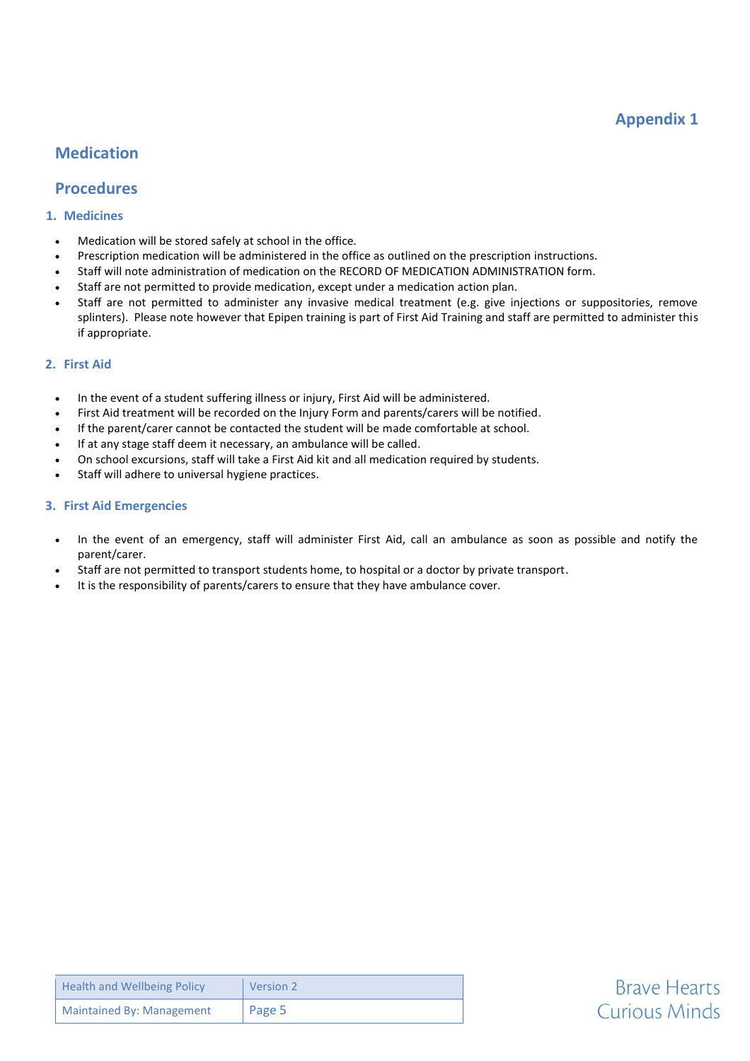## Appendix 1

# Medication

# Procedures

### 1. Medicines

- Medication will be stored safely at school in the office.
- Prescription medication will be administered in the office as outlined on the prescription instructions.
- Staff will note administration of medication on the RECORD OF MEDICATION ADMINISTRATION form.
- Staff are not permitted to provide medication, except under a medication action plan.
- Staff are not permitted to administer any invasive medical treatment (e.g. give injections or suppositories, remove splinters). Please note however that Epipen training is part of First Aid Training and staff are permitted to administer this if appropriate.

### 2. First Aid

- In the event of a student suffering illness or injury, First Aid will be administered.
- First Aid treatment will be recorded on the Injury Form and parents/carers will be notified.
- If the parent/carer cannot be contacted the student will be made comfortable at school.
- If at any stage staff deem it necessary, an ambulance will be called.
- On school excursions, staff will take a First Aid kit and all medication required by students.
- Staff will adhere to universal hygiene practices.

### 3. First Aid Emergencies

- In the event of an emergency, staff will administer First Aid, call an ambulance as soon as possible and notify the parent/carer.
- Staff are not permitted to transport students home, to hospital or a doctor by private transport.
- It is the responsibility of parents/carers to ensure that they have ambulance cover.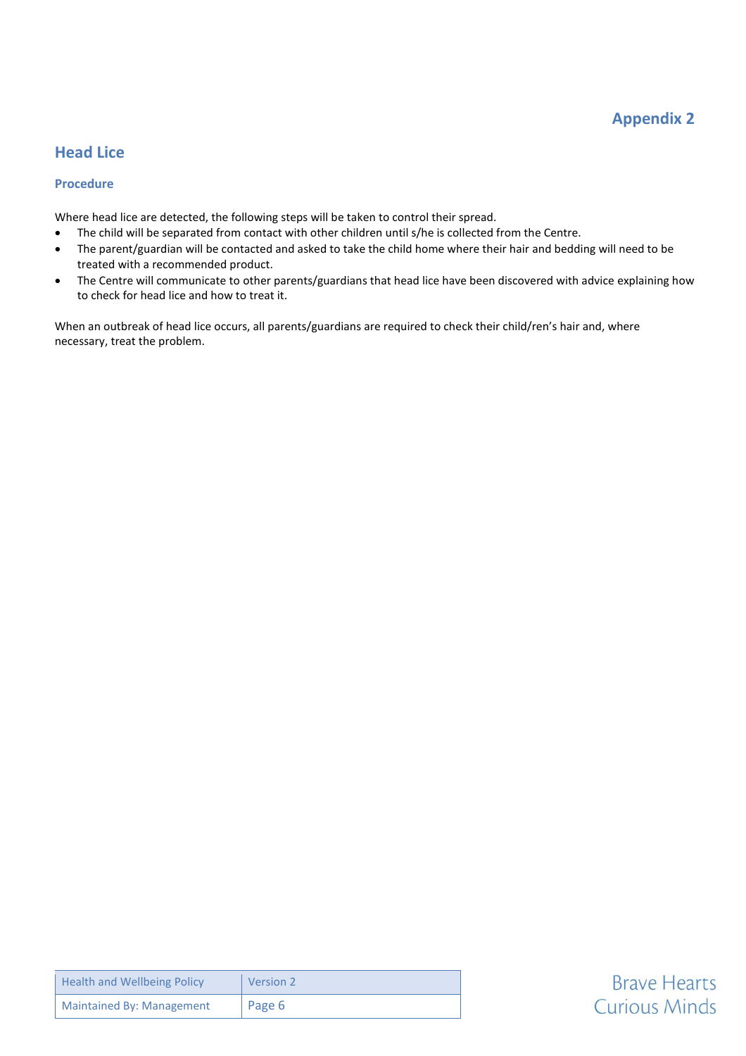## Appendix 2

## Head Lice

### Procedure

Where head lice are detected, the following steps will be taken to control their spread.

- The child will be separated from contact with other children until s/he is collected from the Centre.
- The parent/guardian will be contacted and asked to take the child home where their hair and bedding will need to be treated with a recommended product.
- The Centre will communicate to other parents/guardians that head lice have been discovered with advice explaining how to check for head lice and how to treat it.

When an outbreak of head lice occurs, all parents/guardians are required to check their child/ren's hair and, where necessary, treat the problem.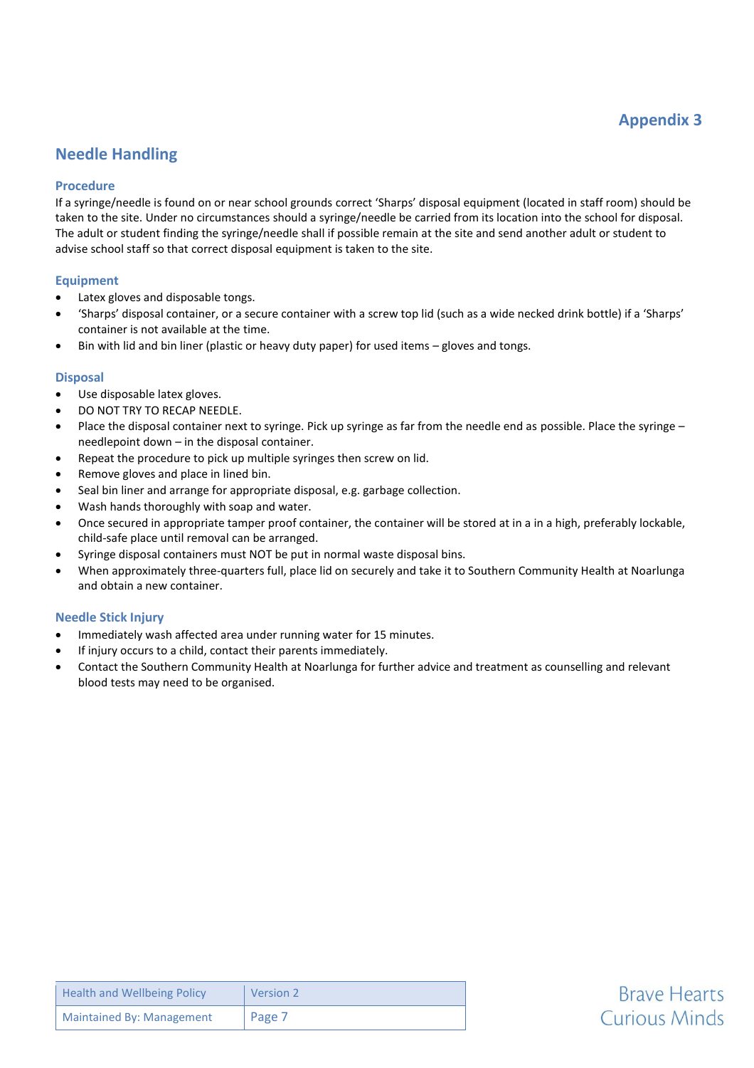## Appendix 3

## Needle Handling

### Procedure

If a syringe/needle is found on or near school grounds correct 'Sharps' disposal equipment (located in staff room) should be taken to the site. Under no circumstances should a syringe/needle be carried from its location into the school for disposal. The adult or student finding the syringe/needle shall if possible remain at the site and send another adult or student to advise school staff so that correct disposal equipment is taken to the site.

### Equipment

- Latex gloves and disposable tongs.
- 'Sharps' disposal container, or a secure container with a screw top lid (such as a wide necked drink bottle) if a 'Sharps' container is not available at the time.
- Bin with lid and bin liner (plastic or heavy duty paper) for used items – gloves and tongs.

### Disposal

- Use disposable latex gloves.
- DO NOT TRY TO RECAP NEEDLE.
- Place the disposal container next to syringe. Pick up syringe as far from the needle end as possible. Place the syringe – needlepoint down – in the disposal container.
- Repeat the procedure to pick up multiple syringes then screw on lid.
- Remove gloves and place in lined bin.
- Seal bin liner and arrange for appropriate disposal, e.g. garbage collection.
- Wash hands thoroughly with soap and water.
- Once secured in appropriate tamper proof container, the container will be stored at in a in a high, preferably lockable, child-safe place until removal can be arranged.
- Syringe disposal containers must NOT be put in normal waste disposal bins.
- When approximately three-quarters full, place lid on securely and take it to Southern Community Health at Noarlunga and obtain a new container.

### Needle Stick Injury

- Immediately wash affected area under running water for 15 minutes.
- If injury occurs to a child, contact their parents immediately.
- Contact the Southern Community Health at Noarlunga for further advice and treatment as counselling and relevant blood tests may need to be organised.